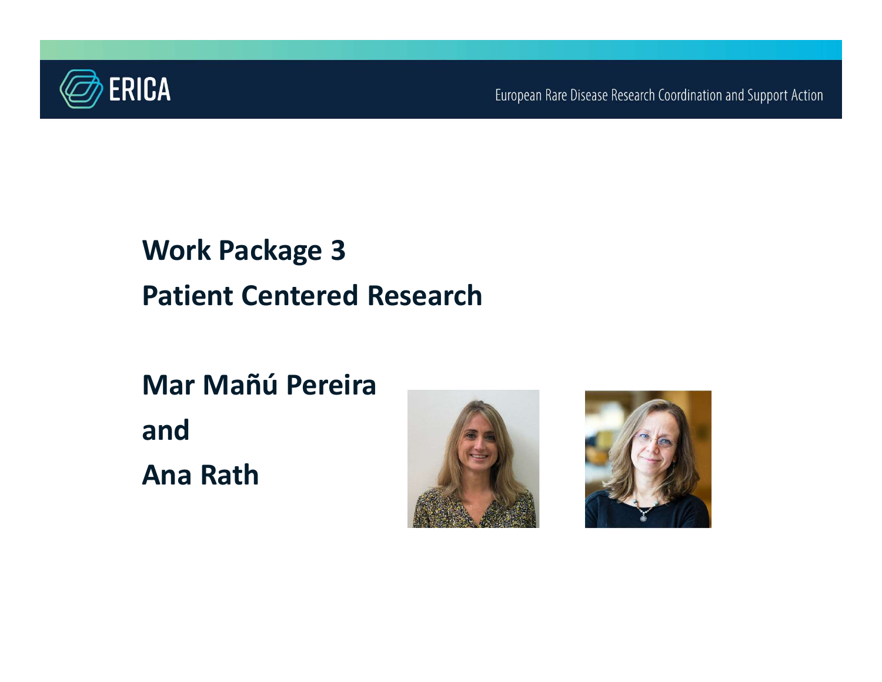ERICA

European Rare Disease Research Coordination and Support Action

# Work Package 3
# Patient Centered Research

**Mar Mañú Pereira**

**and**

**Ana Rath**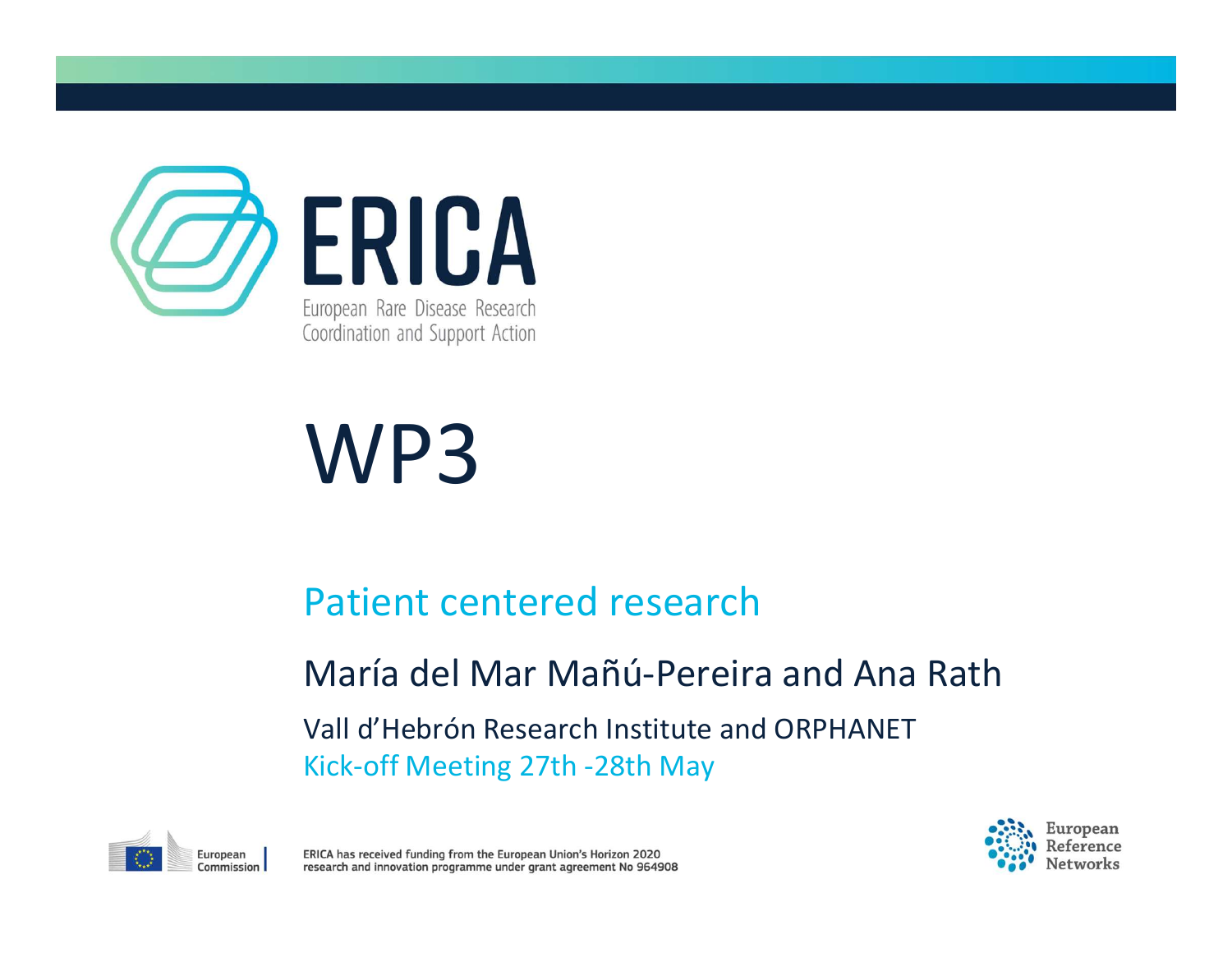# ERICA

European Rare Disease Research Coordination and Support Action

# WP3

## Patient centered research

María del Mar Mañú-Pereira and Ana Rath

Vall d'Hebrón Research Institute and ORPHANET

Kick-off Meeting 27th -28th May

European Commission

ERICA has received funding from the European Union's Horizon 2020 research and innovation programme under grant agreement No 964908

European Reference Networks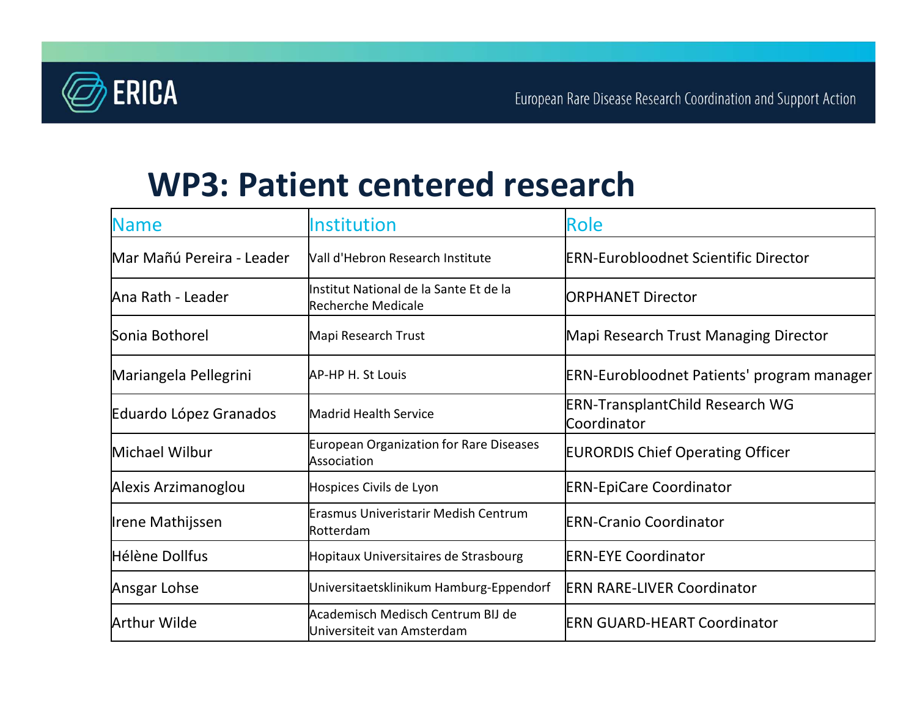# WP3: Patient centered research

| Name | Institution | Role |
|---|---|---|
| Mar Mañú Pereira - Leader | Vall d'Hebron Research Institute | ERN-Eurobloodnet Scientific Director |
| Ana Rath - Leader | Institut National de la Sante Et de la Recherche Medicale | ORPHANET Director |
| Sonia Bothorel | Mapi Research Trust | Mapi Research Trust Managing Director |
| Mariangela Pellegrini | AP-HP H. St Louis | ERN-Eurobloodnet Patients' program manager |
| Eduardo López Granados | Madrid Health Service | ERN-TransplantChild Research WG Coordinator |
| Michael Wilbur | European Organization for Rare Diseases Association | EURORDIS Chief Operating Officer |
| Alexis Arzimanoglou | Hospices Civils de Lyon | ERN-EpiCare Coordinator |
| Irene Mathijssen | Erasmus Univeristarir Medish Centrum Rotterdam | ERN-Cranio Coordinator |
| Hélène Dollfus | Hopitaux Universitaires de Strasbourg | ERN-EYE Coordinator |
| Ansgar Lohse | Universitaetsklinikum Hamburg-Eppendorf | ERN RARE-LIVER Coordinator |
| Arthur Wilde | Academisch Medisch Centrum BIJ de Universiteit van Amsterdam | ERN GUARD-HEART Coordinator |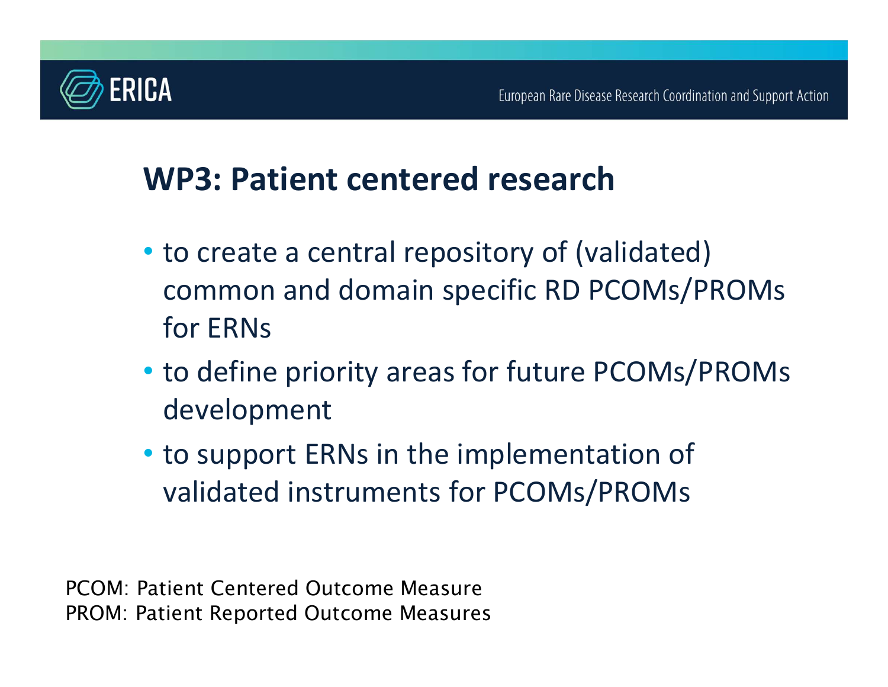## WP3: Patient centered research

- to create a central repository of (validated) common and domain specific RD PCOMs/PROMs for ERNs
- to define priority areas for future PCOMs/PROMs development
- to support ERNs in the implementation of validated instruments for PCOMs/PROMs

PCOM: Patient Centered Outcome Measure
PROM: Patient Reported Outcome Measures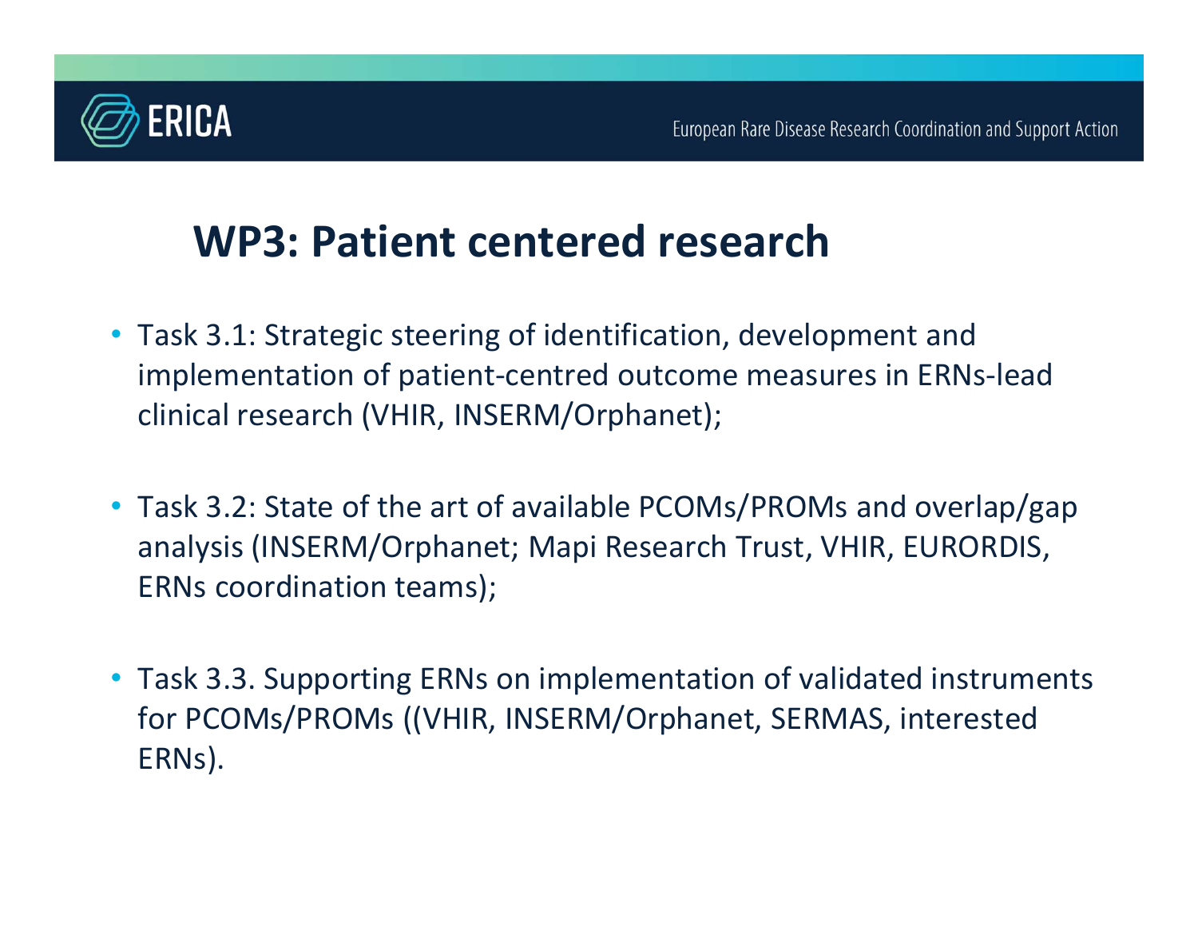# WP3: Patient centered research

- Task 3.1: Strategic steering of identification, development and implementation of patient-centred outcome measures in ERNs-lead clinical research (VHIR, INSERM/Orphanet);
- Task 3.2: State of the art of available PCOMs/PROMs and overlap/gap analysis (INSERM/Orphanet; Mapi Research Trust, VHIR, EURORDIS, ERNs coordination teams);
- Task 3.3. Supporting ERNs on implementation of validated instruments for PCOMs/PROMs ((VHIR, INSERM/Orphanet, SERMAS, interested ERNs).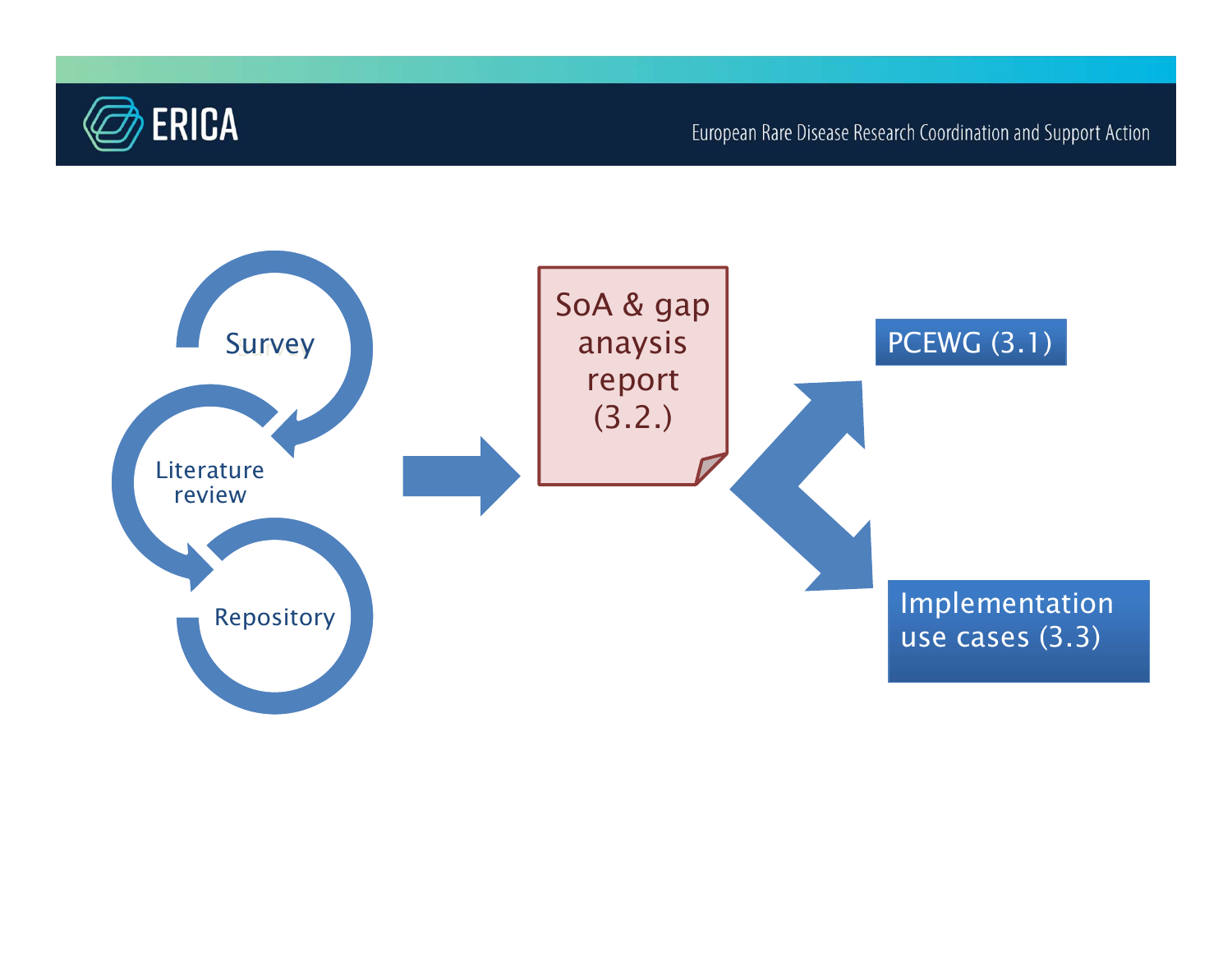Survey

Literature review

Repository

SoA & gap anaysis report (3.2.)

PCEWG (3.1)

Implementation use cases (3.3)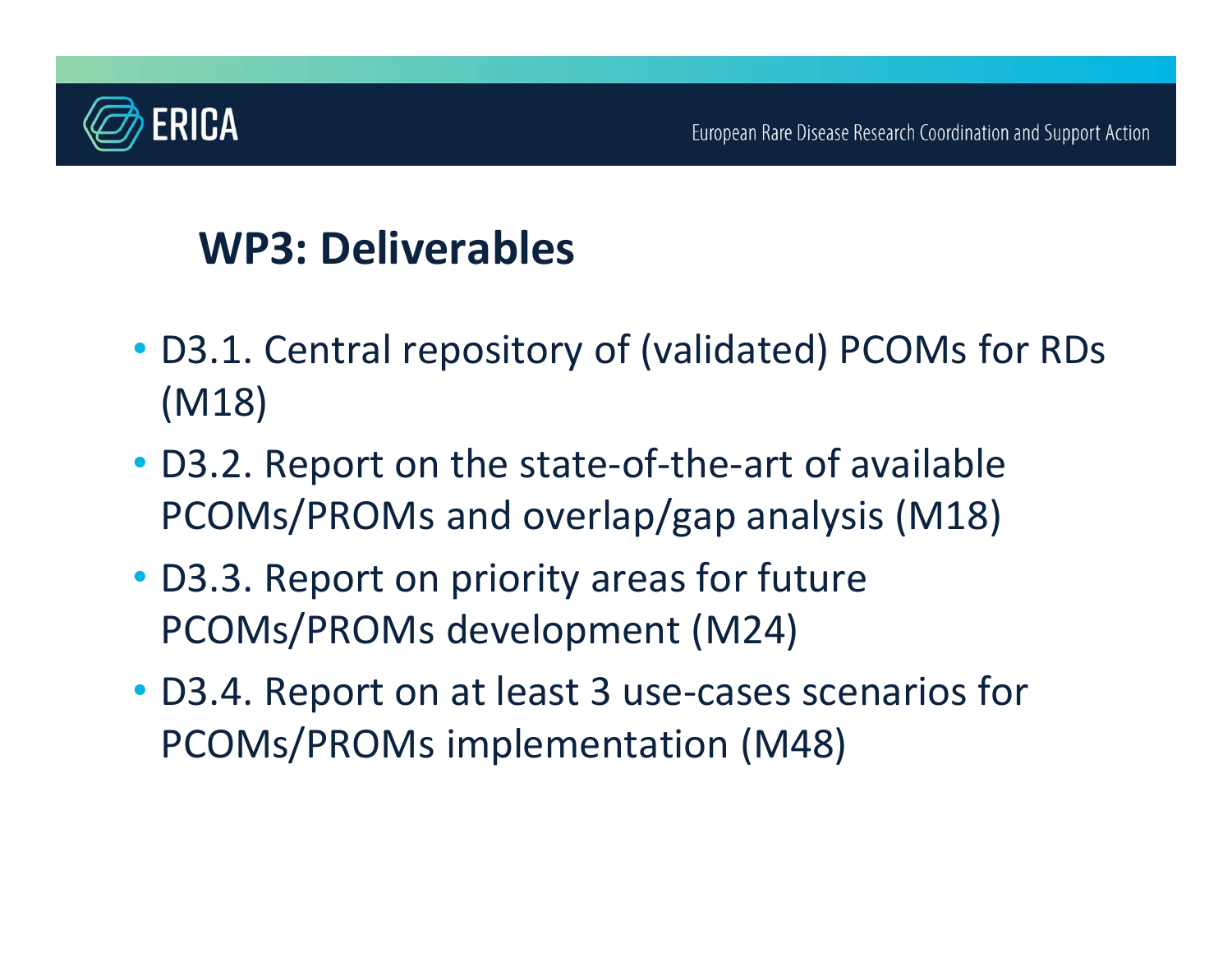## WP3: Deliverables

- D3.1. Central repository of (validated) PCOMs for RDs (M18)
- D3.2. Report on the state-of-the-art of available PCOMs/PROMs and overlap/gap analysis (M18)
- D3.3. Report on priority areas for future PCOMs/PROMs development (M24)
- D3.4. Report on at least 3 use-cases scenarios for PCOMs/PROMs implementation (M48)